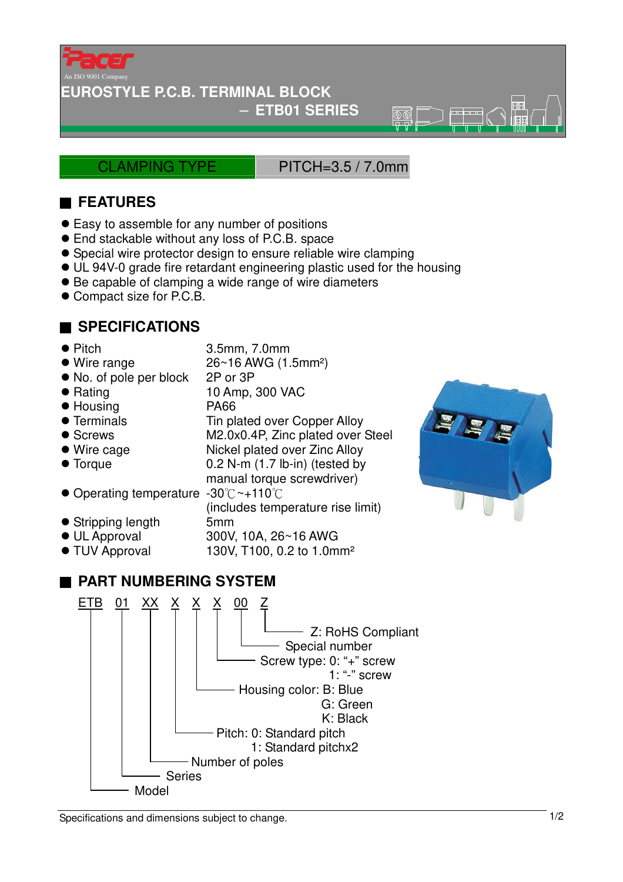Pacer

An ISO 9001 Company

# EUROSTYLE P.C.B. TERMINAL BLOCK

## – ETB01 SERIES

CLAMPING TYPE | PITCH=3.5 / 7.0mm

## FEATURES

- Easy to assemble for any number of positions
- End stackable without any loss of P.C.B. space
- Special wire protector design to ensure reliable wire clamping
- UL 94V-0 grade fire retardant engineering plastic used for the housing
- Be capable of clamping a wide range of wire diameters
- Compact size for P.C.B.

## SPECIFICATIONS

| | |
|---|---|
| Pitch | 3.5mm, 7.0mm |
| Wire range | 26~16 AWG (1.5mm²) |
| No. of pole per block | 2P or 3P |
| Rating | 10 Amp, 300 VAC |
| Housing | PA66 |
| Terminals | Tin plated over Copper Alloy |
| Screws | M2.0x0.4P, Zinc plated over Steel |
| Wire cage | Nickel plated over Zinc Alloy |
| Torque | 0.2 N-m (1.7 lb-in) (tested by manual torque screwdriver) |
| Operating temperature | -30℃~+110℃ (includes temperature rise limit) |
| Stripping length | 5mm |
| UL Approval | 300V, 10A, 26~16 AWG |
| TUV Approval | 130V, T100, 0.2 to 1.0mm² |

## PART NUMBERING SYSTEM

ETB 01 XX X X X 00 Z

- ETB: Model
- 01: Series
- XX: Number of poles
- X: Pitch: 0: Standard pitch
  - 1: Standard pitchx2
- X: Housing color: B: Blue
  - G: Green
  - K: Black
- X: Screw type: 0: "+" screw
  - 1: "-" screw
- 00: Special number
- Z: RoHS Compliant

Specifications and dimensions subject to change.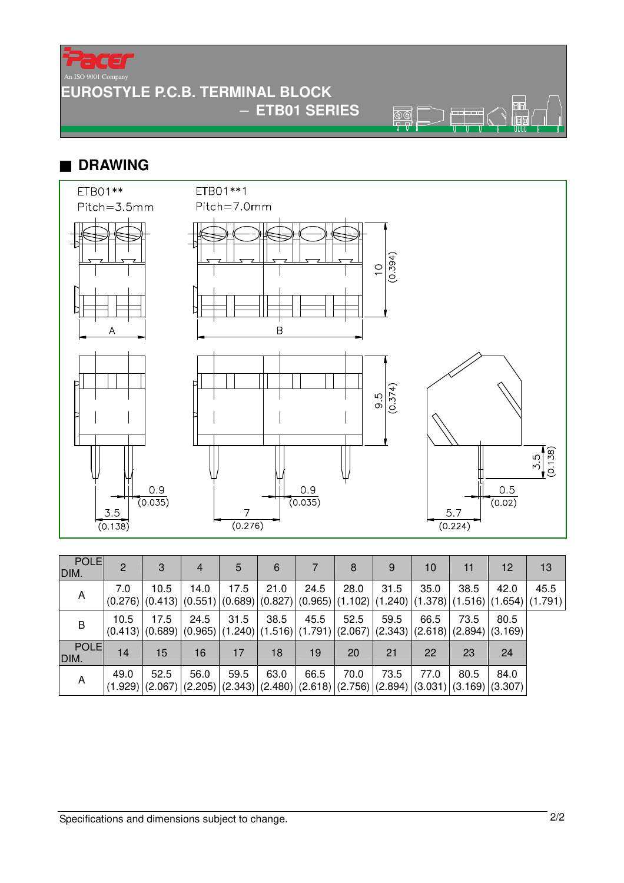An ISO 9001 Company

# EUROSTYLE P.C.B. TERMINAL BLOCK
## – ETB01 SERIES

## ■ DRAWING

ETB01**
Pitch=3.5mm

ETB01**1
Pitch=7.0mm

A

B

10
(0.394)

9.5
(0.374)

3.5
(0.138)

0.9
(0.035)

3.5
(0.138)

0.9
(0.035)

7
(0.276)

0.5
(0.02)

5.7
(0.224)

| POLE / DIM. | 2 | 3 | 4 | 5 | 6 | 7 | 8 | 9 | 10 | 11 | 12 | 13 |
|---|---|---|---|---|---|---|---|---|---|---|---|---|
| A | 7.0 (0.276) | 10.5 (0.413) | 14.0 (0.551) | 17.5 (0.689) | 21.0 (0.827) | 24.5 (0.965) | 28.0 (1.102) | 31.5 (1.240) | 35.0 (1.378) | 38.5 (1.516) | 42.0 (1.654) | 45.5 (1.791) |
| B | 10.5 (0.413) | 17.5 (0.689) | 24.5 (0.965) | 31.5 (1.240) | 38.5 (1.516) | 45.5 (1.791) | 52.5 (2.067) | 59.5 (2.343) | 66.5 (2.618) | 73.5 (2.894) | 80.5 (3.169) | |
| POLE / DIM. | 14 | 15 | 16 | 17 | 18 | 19 | 20 | 21 | 22 | 23 | 24 | |
| A | 49.0 (1.929) | 52.5 (2.067) | 56.0 (2.205) | 59.5 (2.343) | 63.0 (2.480) | 66.5 (2.618) | 70.0 (2.756) | 73.5 (2.894) | 77.0 (3.031) | 80.5 (3.169) | 84.0 (3.307) | |

Specifications and dimensions subject to change.